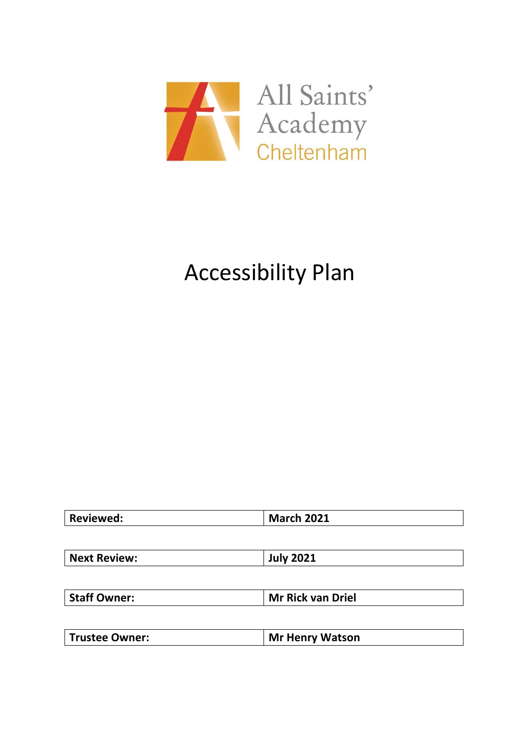All Saints' Academy Cheltenham

# Accessibility Plan

| **Reviewed:** | **March 2021** |
|---|---|
| **Next Review:** | **July 2021** |
| **Staff Owner:** | **Mr Rick van Driel** |
| **Trustee Owner:** | **Mr Henry Watson** |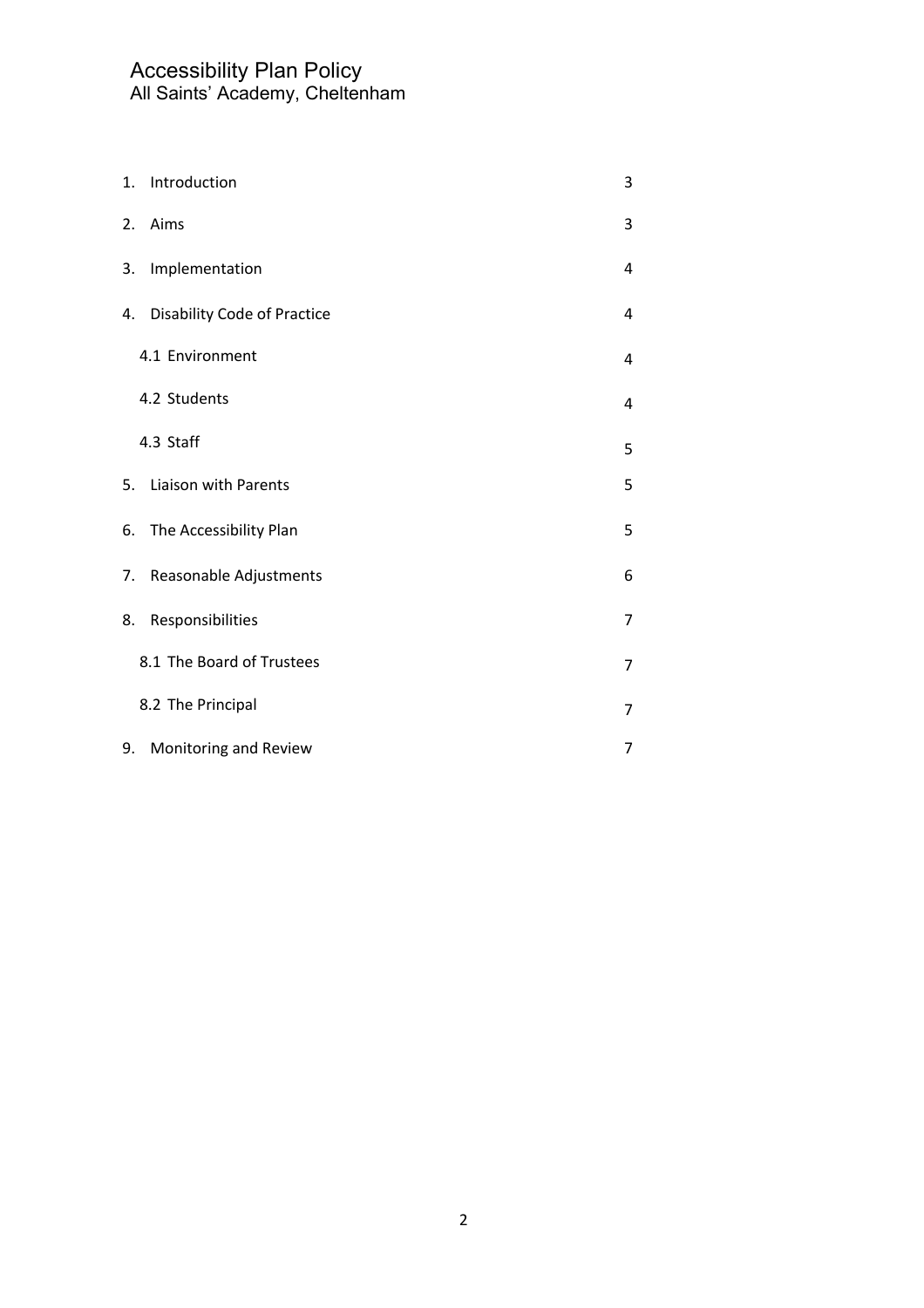# Accessibility Plan Policy

All Saints' Academy, Cheltenham

| | |
|---|---|
| 1. Introduction | 3 |
| 2. Aims | 3 |
| 3. Implementation | 4 |
| 4. Disability Code of Practice | 4 |
| 4.1 Environment | 4 |
| 4.2 Students | 4 |
| 4.3 Staff | 5 |
| 5. Liaison with Parents | 5 |
| 6. The Accessibility Plan | 5 |
| 7. Reasonable Adjustments | 6 |
| 8. Responsibilities | 7 |
| 8.1 The Board of Trustees | 7 |
| 8.2 The Principal | 7 |
| 9. Monitoring and Review | 7 |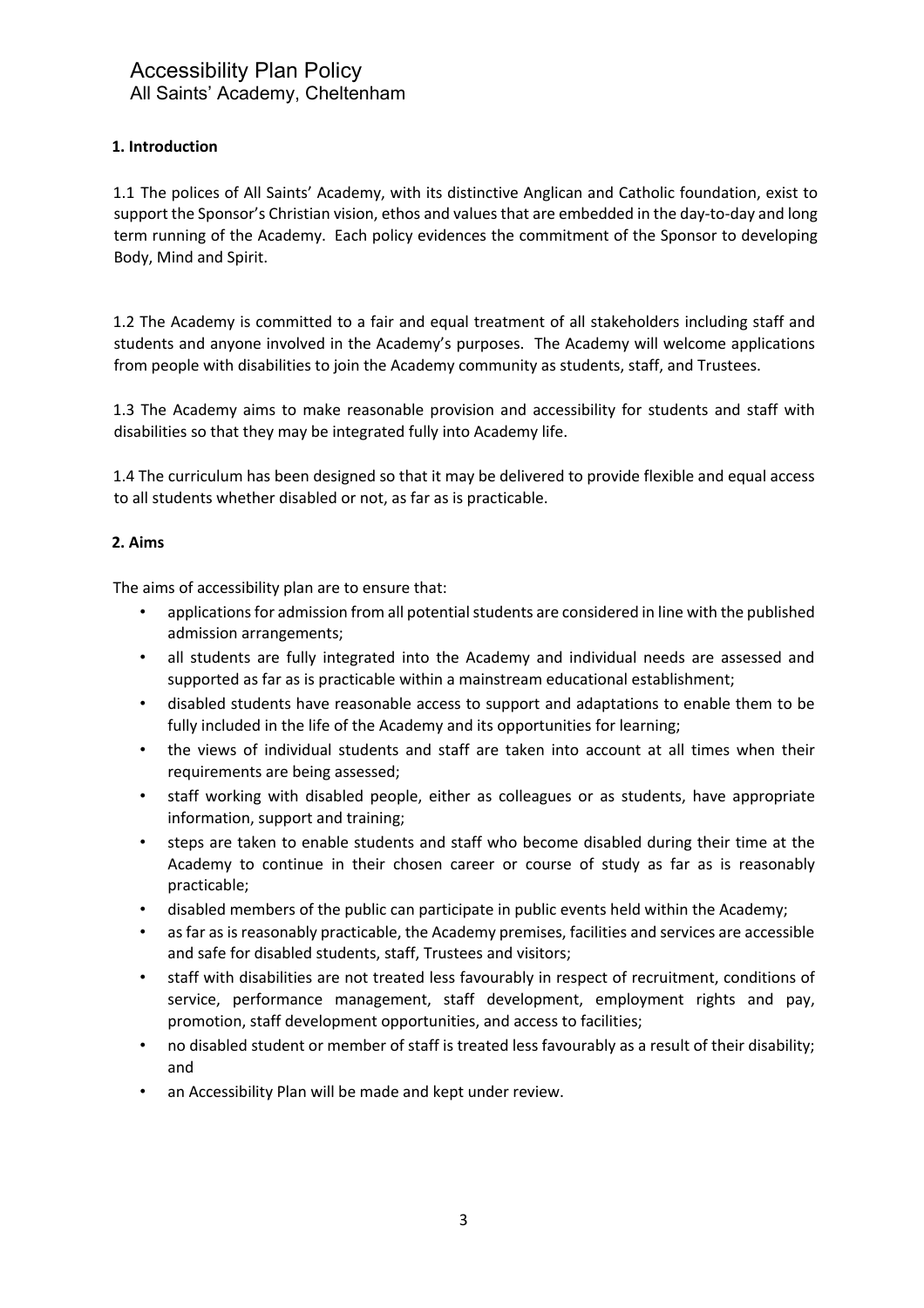# Accessibility Plan Policy

All Saints' Academy, Cheltenham

## 1. Introduction

1.1 The polices of All Saints' Academy, with its distinctive Anglican and Catholic foundation, exist to support the Sponsor's Christian vision, ethos and values that are embedded in the day-to-day and long term running of the Academy. Each policy evidences the commitment of the Sponsor to developing Body, Mind and Spirit.

1.2 The Academy is committed to a fair and equal treatment of all stakeholders including staff and students and anyone involved in the Academy's purposes. The Academy will welcome applications from people with disabilities to join the Academy community as students, staff, and Trustees.

1.3 The Academy aims to make reasonable provision and accessibility for students and staff with disabilities so that they may be integrated fully into Academy life.

1.4 The curriculum has been designed so that it may be delivered to provide flexible and equal access to all students whether disabled or not, as far as is practicable.

## 2. Aims

The aims of accessibility plan are to ensure that:

- applications for admission from all potential students are considered in line with the published admission arrangements;
- all students are fully integrated into the Academy and individual needs are assessed and supported as far as is practicable within a mainstream educational establishment;
- disabled students have reasonable access to support and adaptations to enable them to be fully included in the life of the Academy and its opportunities for learning;
- the views of individual students and staff are taken into account at all times when their requirements are being assessed;
- staff working with disabled people, either as colleagues or as students, have appropriate information, support and training;
- steps are taken to enable students and staff who become disabled during their time at the Academy to continue in their chosen career or course of study as far as is reasonably practicable;
- disabled members of the public can participate in public events held within the Academy;
- as far as is reasonably practicable, the Academy premises, facilities and services are accessible and safe for disabled students, staff, Trustees and visitors;
- staff with disabilities are not treated less favourably in respect of recruitment, conditions of service, performance management, staff development, employment rights and pay, promotion, staff development opportunities, and access to facilities;
- no disabled student or member of staff is treated less favourably as a result of their disability; and
- an Accessibility Plan will be made and kept under review.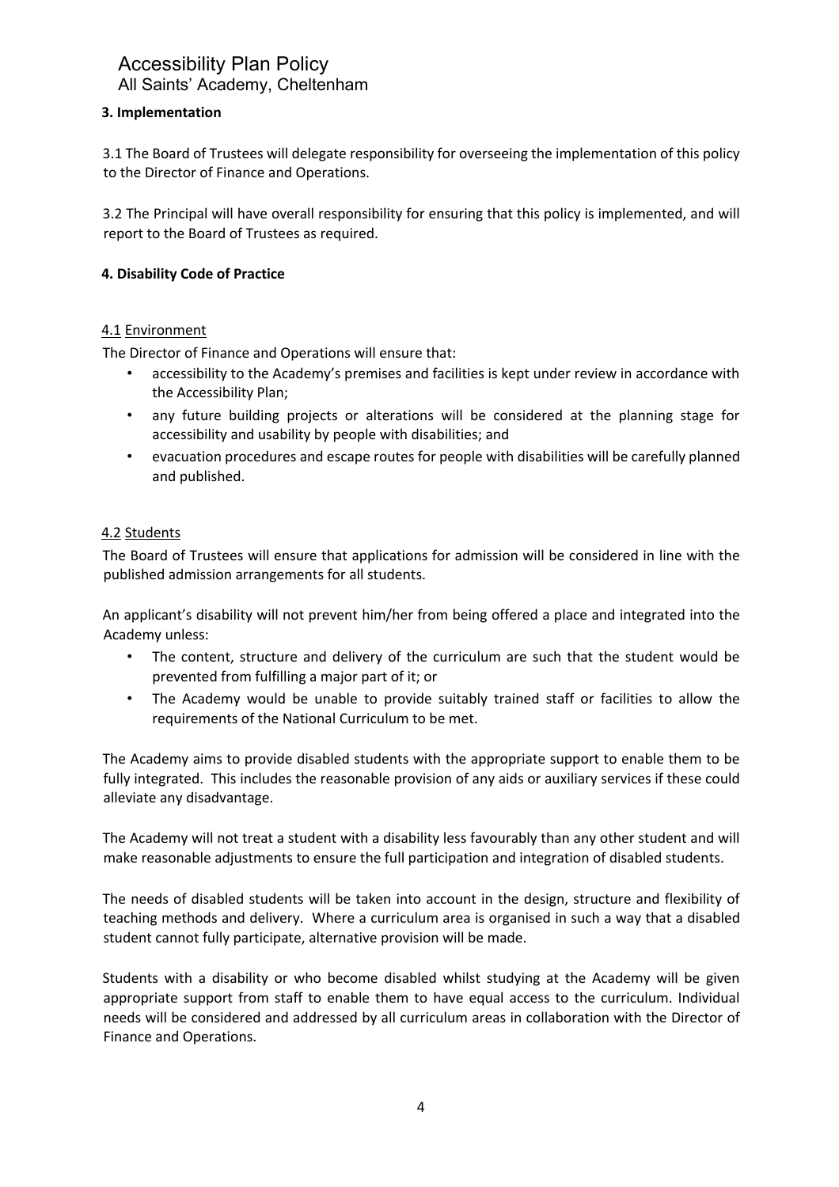## 3. Implementation

3.1 The Board of Trustees will delegate responsibility for overseeing the implementation of this policy to the Director of Finance and Operations.

3.2 The Principal will have overall responsibility for ensuring that this policy is implemented, and will report to the Board of Trustees as required.

## 4. Disability Code of Practice

### 4.1 Environment

The Director of Finance and Operations will ensure that:

- accessibility to the Academy's premises and facilities is kept under review in accordance with the Accessibility Plan;
- any future building projects or alterations will be considered at the planning stage for accessibility and usability by people with disabilities; and
- evacuation procedures and escape routes for people with disabilities will be carefully planned and published.

### 4.2 Students

The Board of Trustees will ensure that applications for admission will be considered in line with the published admission arrangements for all students.

An applicant's disability will not prevent him/her from being offered a place and integrated into the Academy unless:

- The content, structure and delivery of the curriculum are such that the student would be prevented from fulfilling a major part of it; or
- The Academy would be unable to provide suitably trained staff or facilities to allow the requirements of the National Curriculum to be met.

The Academy aims to provide disabled students with the appropriate support to enable them to be fully integrated. This includes the reasonable provision of any aids or auxiliary services if these could alleviate any disadvantage.

The Academy will not treat a student with a disability less favourably than any other student and will make reasonable adjustments to ensure the full participation and integration of disabled students.

The needs of disabled students will be taken into account in the design, structure and flexibility of teaching methods and delivery. Where a curriculum area is organised in such a way that a disabled student cannot fully participate, alternative provision will be made.

Students with a disability or who become disabled whilst studying at the Academy will be given appropriate support from staff to enable them to have equal access to the curriculum. Individual needs will be considered and addressed by all curriculum areas in collaboration with the Director of Finance and Operations.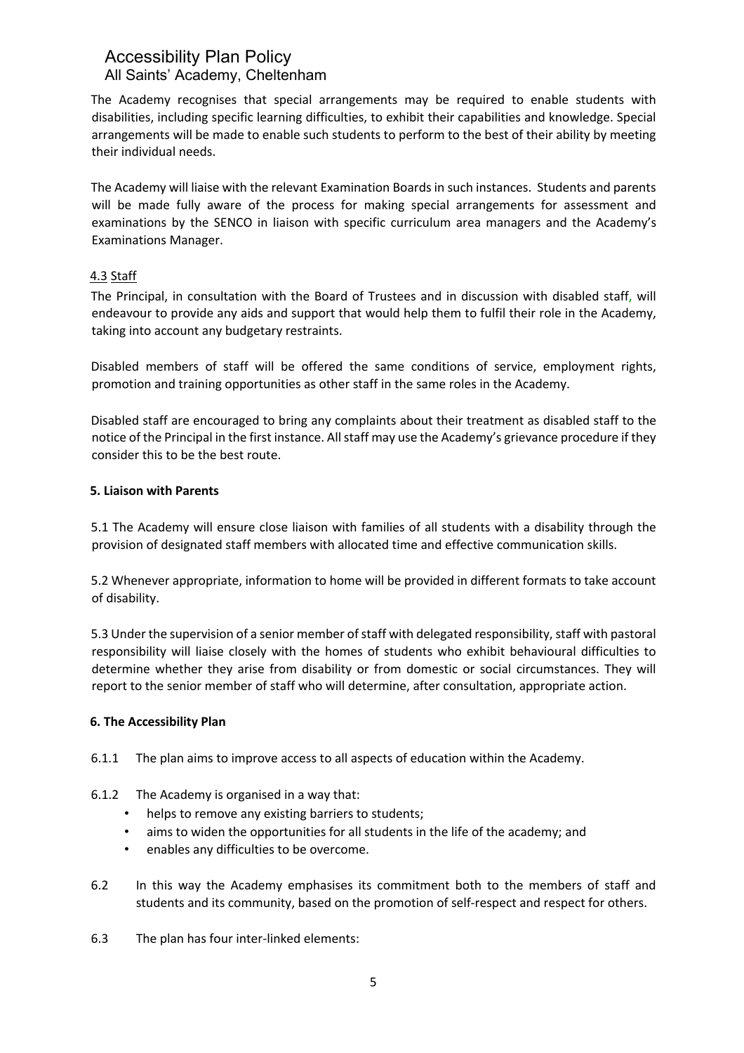The Academy recognises that special arrangements may be required to enable students with disabilities, including specific learning difficulties, to exhibit their capabilities and knowledge. Special arrangements will be made to enable such students to perform to the best of their ability by meeting their individual needs.

The Academy will liaise with the relevant Examination Boards in such instances. Students and parents will be made fully aware of the process for making special arrangements for assessment and examinations by the SENCO in liaison with specific curriculum area managers and the Academy's Examinations Manager.

4.3 Staff

The Principal, in consultation with the Board of Trustees and in discussion with disabled staff, will endeavour to provide any aids and support that would help them to fulfil their role in the Academy, taking into account any budgetary restraints.

Disabled members of staff will be offered the same conditions of service, employment rights, promotion and training opportunities as other staff in the same roles in the Academy.

Disabled staff are encouraged to bring any complaints about their treatment as disabled staff to the notice of the Principal in the first instance. All staff may use the Academy's grievance procedure if they consider this to be the best route.

## 5. Liaison with Parents

5.1 The Academy will ensure close liaison with families of all students with a disability through the provision of designated staff members with allocated time and effective communication skills.

5.2 Whenever appropriate, information to home will be provided in different formats to take account of disability.

5.3 Under the supervision of a senior member of staff with delegated responsibility, staff with pastoral responsibility will liaise closely with the homes of students who exhibit behavioural difficulties to determine whether they arise from disability or from domestic or social circumstances. They will report to the senior member of staff who will determine, after consultation, appropriate action.

## 6. The Accessibility Plan

6.1.1 The plan aims to improve access to all aspects of education within the Academy.

6.1.2 The Academy is organised in a way that:

- helps to remove any existing barriers to students;
- aims to widen the opportunities for all students in the life of the academy; and
- enables any difficulties to be overcome.

6.2 In this way the Academy emphasises its commitment both to the members of staff and students and its community, based on the promotion of self-respect and respect for others.

6.3 The plan has four inter-linked elements: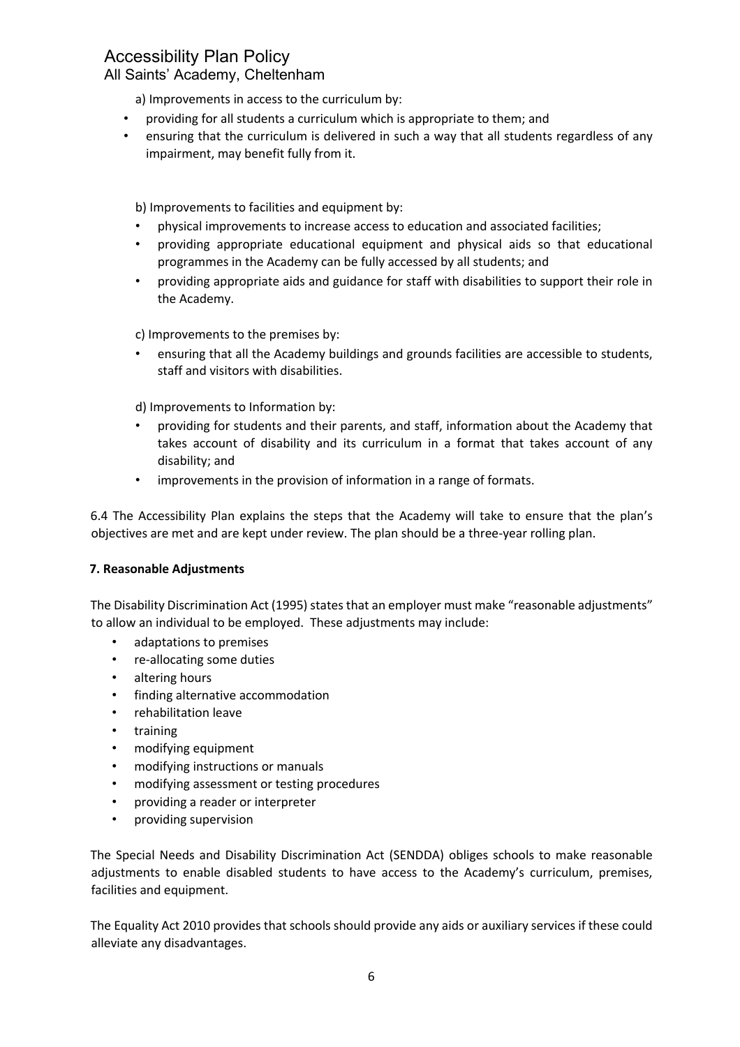a) Improvements in access to the curriculum by:

- providing for all students a curriculum which is appropriate to them; and
- ensuring that the curriculum is delivered in such a way that all students regardless of any impairment, may benefit fully from it.

b) Improvements to facilities and equipment by:

- physical improvements to increase access to education and associated facilities;
- providing appropriate educational equipment and physical aids so that educational programmes in the Academy can be fully accessed by all students; and
- providing appropriate aids and guidance for staff with disabilities to support their role in the Academy.

c) Improvements to the premises by:

- ensuring that all the Academy buildings and grounds facilities are accessible to students, staff and visitors with disabilities.

d) Improvements to Information by:

- providing for students and their parents, and staff, information about the Academy that takes account of disability and its curriculum in a format that takes account of any disability; and
- improvements in the provision of information in a range of formats.

6.4 The Accessibility Plan explains the steps that the Academy will take to ensure that the plan's objectives are met and are kept under review. The plan should be a three-year rolling plan.

**7. Reasonable Adjustments**

The Disability Discrimination Act (1995) states that an employer must make "reasonable adjustments" to allow an individual to be employed. These adjustments may include:

- adaptations to premises
- re-allocating some duties
- altering hours
- finding alternative accommodation
- rehabilitation leave
- training
- modifying equipment
- modifying instructions or manuals
- modifying assessment or testing procedures
- providing a reader or interpreter
- providing supervision

The Special Needs and Disability Discrimination Act (SENDDA) obliges schools to make reasonable adjustments to enable disabled students to have access to the Academy's curriculum, premises, facilities and equipment.

The Equality Act 2010 provides that schools should provide any aids or auxiliary services if these could alleviate any disadvantages.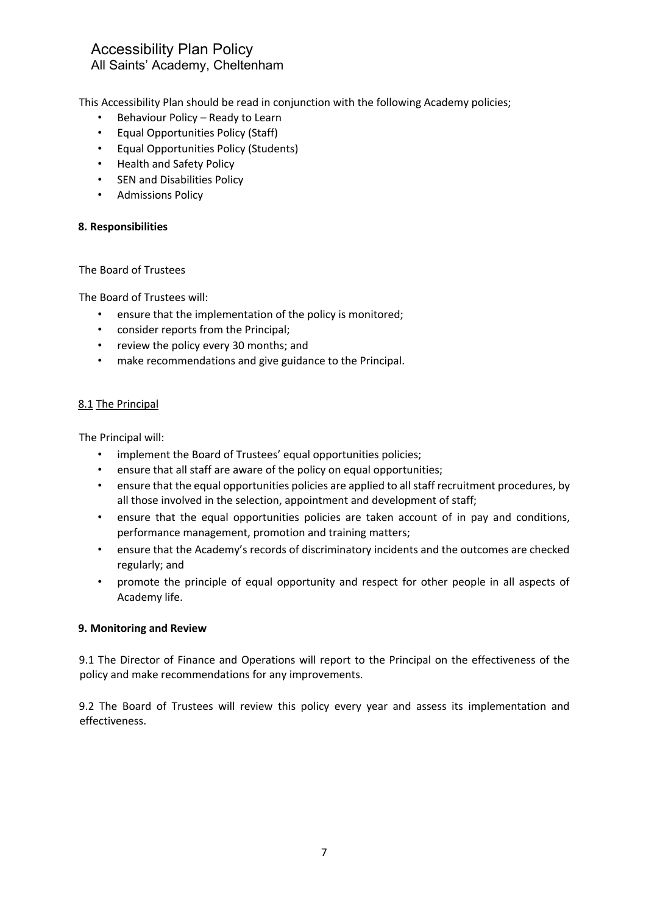This Accessibility Plan should be read in conjunction with the following Academy policies;

- Behaviour Policy – Ready to Learn
- Equal Opportunities Policy (Staff)
- Equal Opportunities Policy (Students)
- Health and Safety Policy
- SEN and Disabilities Policy
- Admissions Policy

**8. Responsibilities**

The Board of Trustees

The Board of Trustees will:

- ensure that the implementation of the policy is monitored;
- consider reports from the Principal;
- review the policy every 30 months; and
- make recommendations and give guidance to the Principal.

8.1 The Principal

The Principal will:

- implement the Board of Trustees' equal opportunities policies;
- ensure that all staff are aware of the policy on equal opportunities;
- ensure that the equal opportunities policies are applied to all staff recruitment procedures, by all those involved in the selection, appointment and development of staff;
- ensure that the equal opportunities policies are taken account of in pay and conditions, performance management, promotion and training matters;
- ensure that the Academy's records of discriminatory incidents and the outcomes are checked regularly; and
- promote the principle of equal opportunity and respect for other people in all aspects of Academy life.

**9. Monitoring and Review**

9.1 The Director of Finance and Operations will report to the Principal on the effectiveness of the policy and make recommendations for any improvements.

9.2 The Board of Trustees will review this policy every year and assess its implementation and effectiveness.